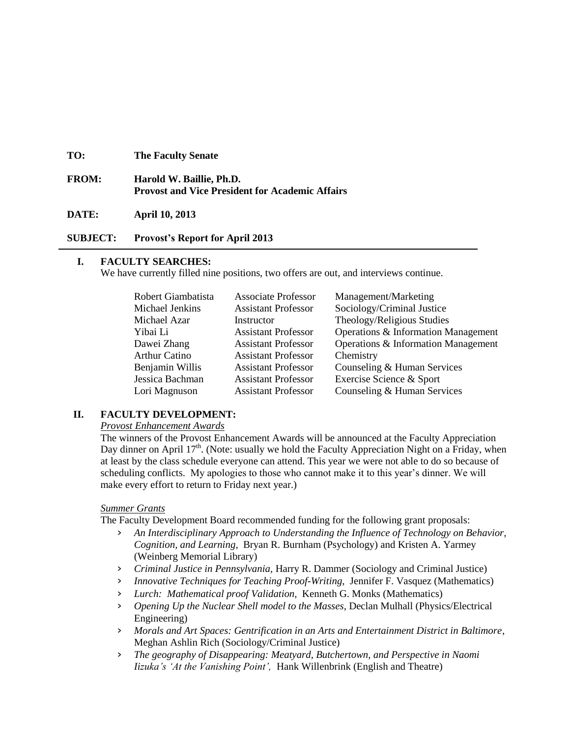**TO:** **The Faculty Senate**

**FROM:** **Harold W. Baillie, Ph.D.**
**Provost and Vice President for Academic Affairs**

**DATE:** **April 10, 2013**

**SUBJECT:** **Provost's Report for April 2013**

---

## I. FACULTY SEARCHES:

We have currently filled nine positions, two offers are out, and interviews continue.

| | | |
|---|---|---|
| Robert Giambatista | Associate Professor | Management/Marketing |
| Michael Jenkins | Assistant Professor | Sociology/Criminal Justice |
| Michael Azar | Instructor | Theology/Religious Studies |
| Yibai Li | Assistant Professor | Operations & Information Management |
| Dawei Zhang | Assistant Professor | Operations & Information Management |
| Arthur Catino | Assistant Professor | Chemistry |
| Benjamin Willis | Assistant Professor | Counseling & Human Services |
| Jessica Bachman | Assistant Professor | Exercise Science & Sport |
| Lori Magnuson | Assistant Professor | Counseling & Human Services |

## II. FACULTY DEVELOPMENT:

*Provost Enhancement Awards*

The winners of the Provost Enhancement Awards will be announced at the Faculty Appreciation Day dinner on April 17th. (Note: usually we hold the Faculty Appreciation Night on a Friday, when at least by the class schedule everyone can attend. This year we were not able to do so because of scheduling conflicts. My apologies to those who cannot make it to this year's dinner. We will make every effort to return to Friday next year.)

*Summer Grants*

The Faculty Development Board recommended funding for the following grant proposals:

- *An Interdisciplinary Approach to Understanding the Influence of Technology on Behavior, Cognition, and Learning,* Bryan R. Burnham (Psychology) and Kristen A. Yarmey (Weinberg Memorial Library)
- *Criminal Justice in Pennsylvania,* Harry R. Dammer (Sociology and Criminal Justice)
- *Innovative Techniques for Teaching Proof-Writing,* Jennifer F. Vasquez (Mathematics)
- *Lurch: Mathematical proof Validation,* Kenneth G. Monks (Mathematics)
- *Opening Up the Nuclear Shell model to the Masses,* Declan Mulhall (Physics/Electrical Engineering)
- *Morals and Art Spaces: Gentrification in an Arts and Entertainment District in Baltimore*, Meghan Ashlin Rich (Sociology/Criminal Justice)
- *The geography of Disappearing: Meatyard, Butchertown, and Perspective in Naomi Iizuka's 'At the Vanishing Point',* Hank Willenbrink (English and Theatre)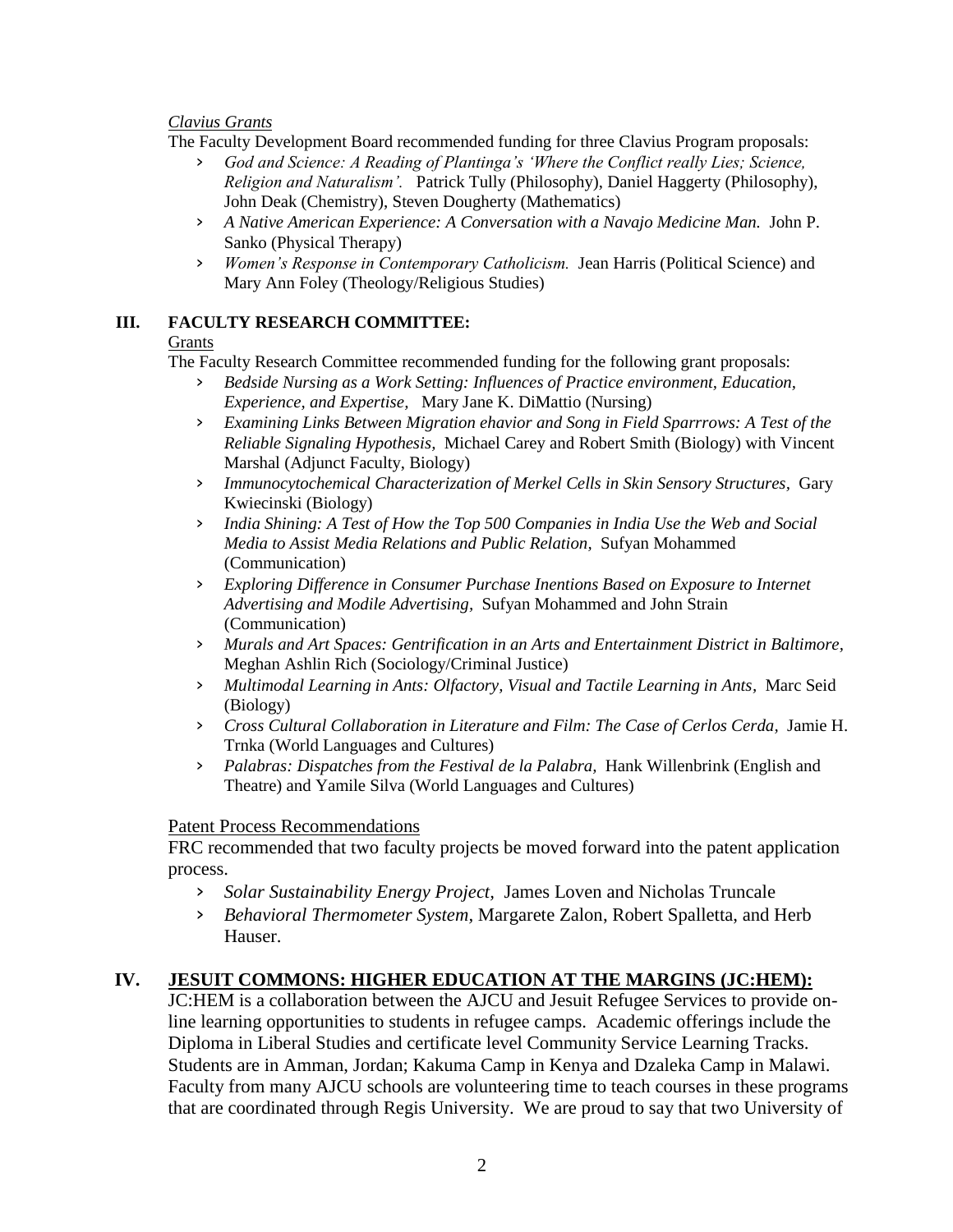*Clavius Grants*

The Faculty Development Board recommended funding for three Clavius Program proposals:

- *God and Science: A Reading of Plantinga's 'Where the Conflict really Lies; Science, Religion and Naturalism'.* Patrick Tully (Philosophy), Daniel Haggerty (Philosophy), John Deak (Chemistry), Steven Dougherty (Mathematics)
- *A Native American Experience: A Conversation with a Navajo Medicine Man.* John P. Sanko (Physical Therapy)
- *Women's Response in Contemporary Catholicism.* Jean Harris (Political Science) and Mary Ann Foley (Theology/Religious Studies)

## III. FACULTY RESEARCH COMMITTEE:

Grants

The Faculty Research Committee recommended funding for the following grant proposals:

- *Bedside Nursing as a Work Setting: Influences of Practice environment, Education, Experience, and Expertise,* Mary Jane K. DiMattio (Nursing)
- *Examining Links Between Migration ehavior and Song in Field Sparrrows: A Test of the Reliable Signaling Hypothesis,* Michael Carey and Robert Smith (Biology) with Vincent Marshal (Adjunct Faculty, Biology)
- *Immunocytochemical Characterization of Merkel Cells in Skin Sensory Structures*, Gary Kwiecinski (Biology)
- *India Shining: A Test of How the Top 500 Companies in India Use the Web and Social Media to Assist Media Relations and Public Relation,* Sufyan Mohammed (Communication)
- *Exploring Difference in Consumer Purchase Inentions Based on Exposure to Internet Advertising and Modile Advertising,* Sufyan Mohammed and John Strain (Communication)
- *Murals and Art Spaces: Gentrification in an Arts and Entertainment District in Baltimore,* Meghan Ashlin Rich (Sociology/Criminal Justice)
- *Multimodal Learning in Ants: Olfactory, Visual and Tactile Learning in Ants,* Marc Seid (Biology)
- *Cross Cultural Collaboration in Literature and Film: The Case of Cerlos Cerda,* Jamie H. Trnka (World Languages and Cultures)
- *Palabras: Dispatches from the Festival de la Palabra,* Hank Willenbrink (English and Theatre) and Yamile Silva (World Languages and Cultures)

Patent Process Recommendations

FRC recommended that two faculty projects be moved forward into the patent application process.

- *Solar Sustainability Energy Project,* James Loven and Nicholas Truncale
- *Behavioral Thermometer System*, Margarete Zalon, Robert Spalletta, and Herb Hauser.

## IV. JESUIT COMMONS: HIGHER EDUCATION AT THE MARGINS (JC:HEM):

JC:HEM is a collaboration between the AJCU and Jesuit Refugee Services to provide on-line learning opportunities to students in refugee camps. Academic offerings include the Diploma in Liberal Studies and certificate level Community Service Learning Tracks. Students are in Amman, Jordan; Kakuma Camp in Kenya and Dzaleka Camp in Malawi. Faculty from many AJCU schools are volunteering time to teach courses in these programs that are coordinated through Regis University. We are proud to say that two University of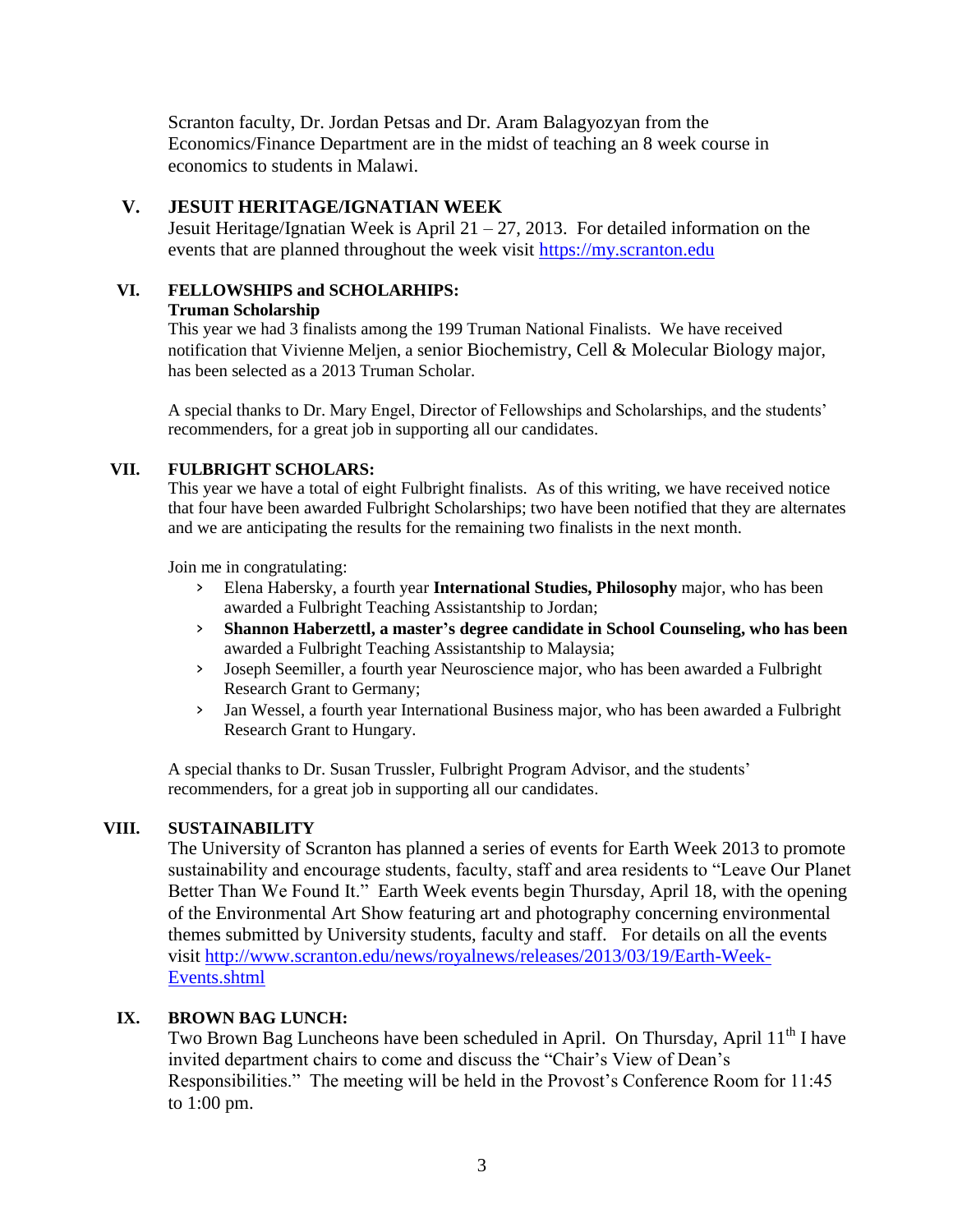Scranton faculty, Dr. Jordan Petsas and Dr. Aram Balagyozyan from the Economics/Finance Department are in the midst of teaching an 8 week course in economics to students in Malawi.

## V. JESUIT HERITAGE/IGNATIAN WEEK

Jesuit Heritage/Ignatian Week is April 21 – 27, 2013. For detailed information on the events that are planned throughout the week visit https://my.scranton.edu

## VI. FELLOWSHIPS and SCHOLARHIPS:

**Truman Scholarship**

This year we had 3 finalists among the 199 Truman National Finalists. We have received notification that Vivienne Meljen, a senior Biochemistry, Cell & Molecular Biology major, has been selected as a 2013 Truman Scholar.

A special thanks to Dr. Mary Engel, Director of Fellowships and Scholarships, and the students' recommenders, for a great job in supporting all our candidates.

## VII. FULBRIGHT SCHOLARS:

This year we have a total of eight Fulbright finalists. As of this writing, we have received notice that four have been awarded Fulbright Scholarships; two have been notified that they are alternates and we are anticipating the results for the remaining two finalists in the next month.

Join me in congratulating:

- Elena Habersky, a fourth year **International Studies, Philosophy** major, who has been awarded a Fulbright Teaching Assistantship to Jordan;
- **Shannon Haberzettl, a master's degree candidate in School Counseling, who has been** awarded a Fulbright Teaching Assistantship to Malaysia;
- Joseph Seemiller, a fourth year Neuroscience major, who has been awarded a Fulbright Research Grant to Germany;
- Jan Wessel, a fourth year International Business major, who has been awarded a Fulbright Research Grant to Hungary.

A special thanks to Dr. Susan Trussler, Fulbright Program Advisor, and the students' recommenders, for a great job in supporting all our candidates.

## VIII. SUSTAINABILITY

The University of Scranton has planned a series of events for Earth Week 2013 to promote sustainability and encourage students, faculty, staff and area residents to "Leave Our Planet Better Than We Found It." Earth Week events begin Thursday, April 18, with the opening of the Environmental Art Show featuring art and photography concerning environmental themes submitted by University students, faculty and staff. For details on all the events visit http://www.scranton.edu/news/royalnews/releases/2013/03/19/Earth-Week-Events.shtml

## IX. BROWN BAG LUNCH:

Two Brown Bag Luncheons have been scheduled in April. On Thursday, April 11th I have invited department chairs to come and discuss the "Chair's View of Dean's Responsibilities." The meeting will be held in the Provost's Conference Room for 11:45 to 1:00 pm.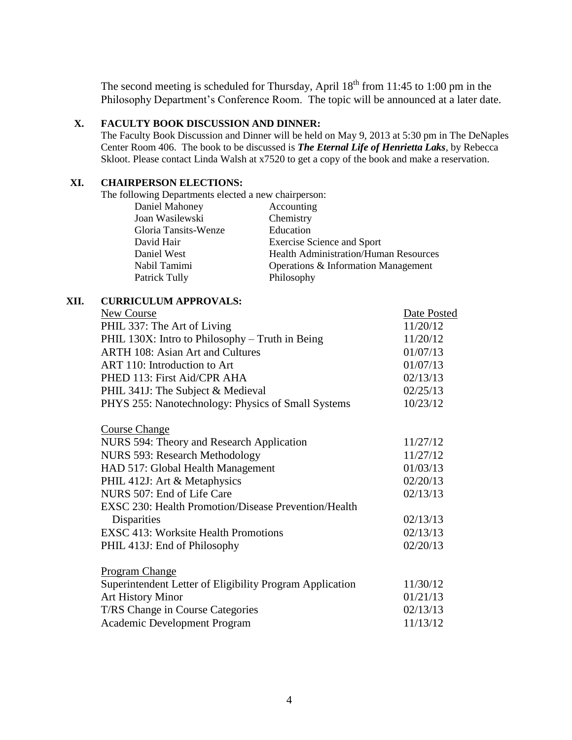The second meeting is scheduled for Thursday, April 18th from 11:45 to 1:00 pm in the Philosophy Department's Conference Room. The topic will be announced at a later date.

## X. FACULTY BOOK DISCUSSION AND DINNER:

The Faculty Book Discussion and Dinner will be held on May 9, 2013 at 5:30 pm in The DeNaples Center Room 406. The book to be discussed is ***The Eternal Life of Henrietta Laks***, by Rebecca Skloot. Please contact Linda Walsh at x7520 to get a copy of the book and make a reservation.

## XI. CHAIRPERSON ELECTIONS:

The following Departments elected a new chairperson:

| | |
|---|---|
| Daniel Mahoney | Accounting |
| Joan Wasilewski | Chemistry |
| Gloria Tansits-Wenze | Education |
| David Hair | Exercise Science and Sport |
| Daniel West | Health Administration/Human Resources |
| Nabil Tamimi | Operations & Information Management |
| Patrick Tully | Philosophy |

## XII. CURRICULUM APPROVALS:

| New Course | Date Posted |
|---|---|
| PHIL 337: The Art of Living | 11/20/12 |
| PHIL 130X: Intro to Philosophy – Truth in Being | 11/20/12 |
| ARTH 108: Asian Art and Cultures | 01/07/13 |
| ART 110: Introduction to Art | 01/07/13 |
| PHED 113: First Aid/CPR AHA | 02/13/13 |
| PHIL 341J: The Subject & Medieval | 02/25/13 |
| PHYS 255: Nanotechnology: Physics of Small Systems | 10/23/12 |

| Course Change | |
|---|---|
| NURS 594: Theory and Research Application | 11/27/12 |
| NURS 593: Research Methodology | 11/27/12 |
| HAD 517: Global Health Management | 01/03/13 |
| PHIL 412J: Art & Metaphysics | 02/20/13 |
| NURS 507: End of Life Care | 02/13/13 |
| EXSC 230: Health Promotion/Disease Prevention/Health Disparities | 02/13/13 |
| EXSC 413: Worksite Health Promotions | 02/13/13 |
| PHIL 413J: End of Philosophy | 02/20/13 |

| Program Change | |
|---|---|
| Superintendent Letter of Eligibility Program Application | 11/30/12 |
| Art History Minor | 01/21/13 |
| T/RS Change in Course Categories | 02/13/13 |
| Academic Development Program | 11/13/12 |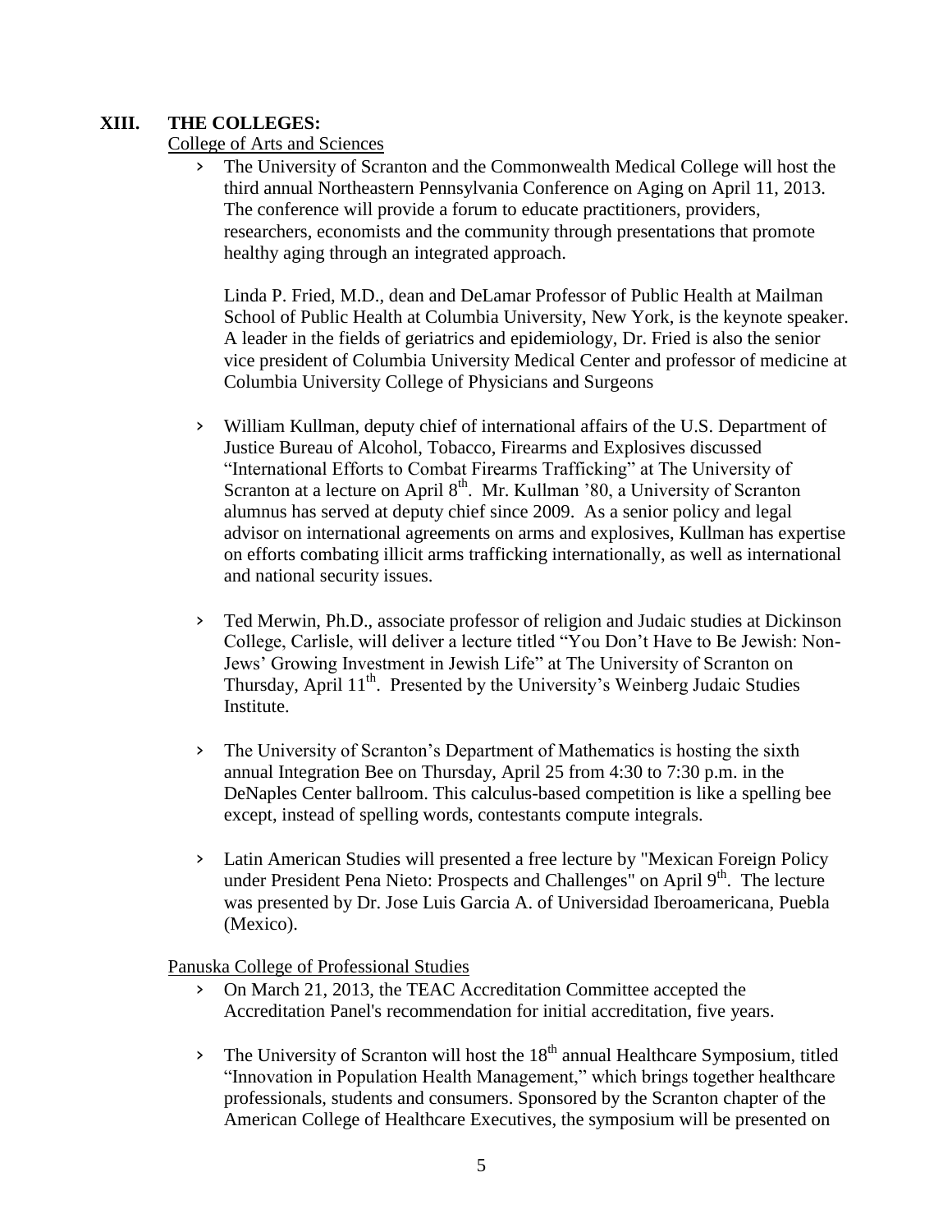## XIII. THE COLLEGES:

College of Arts and Sciences

- The University of Scranton and the Commonwealth Medical College will host the third annual Northeastern Pennsylvania Conference on Aging on April 11, 2013. The conference will provide a forum to educate practitioners, providers, researchers, economists and the community through presentations that promote healthy aging through an integrated approach.

  Linda P. Fried, M.D., dean and DeLamar Professor of Public Health at Mailman School of Public Health at Columbia University, New York, is the keynote speaker. A leader in the fields of geriatrics and epidemiology, Dr. Fried is also the senior vice president of Columbia University Medical Center and professor of medicine at Columbia University College of Physicians and Surgeons

- William Kullman, deputy chief of international affairs of the U.S. Department of Justice Bureau of Alcohol, Tobacco, Firearms and Explosives discussed "International Efforts to Combat Firearms Trafficking" at The University of Scranton at a lecture on April 8th. Mr. Kullman '80, a University of Scranton alumnus has served at deputy chief since 2009. As a senior policy and legal advisor on international agreements on arms and explosives, Kullman has expertise on efforts combating illicit arms trafficking internationally, as well as international and national security issues.

- Ted Merwin, Ph.D., associate professor of religion and Judaic studies at Dickinson College, Carlisle, will deliver a lecture titled "You Don't Have to Be Jewish: Non-Jews' Growing Investment in Jewish Life" at The University of Scranton on Thursday, April 11th. Presented by the University's Weinberg Judaic Studies Institute.

- The University of Scranton's Department of Mathematics is hosting the sixth annual Integration Bee on Thursday, April 25 from 4:30 to 7:30 p.m. in the DeNaples Center ballroom. This calculus-based competition is like a spelling bee except, instead of spelling words, contestants compute integrals.

- Latin American Studies will presented a free lecture by "Mexican Foreign Policy under President Pena Nieto: Prospects and Challenges" on April 9th. The lecture was presented by Dr. Jose Luis Garcia A. of Universidad Iberoamericana, Puebla (Mexico).

Panuska College of Professional Studies

- On March 21, 2013, the TEAC Accreditation Committee accepted the Accreditation Panel's recommendation for initial accreditation, five years.

- The University of Scranton will host the 18th annual Healthcare Symposium, titled "Innovation in Population Health Management," which brings together healthcare professionals, students and consumers. Sponsored by the Scranton chapter of the American College of Healthcare Executives, the symposium will be presented on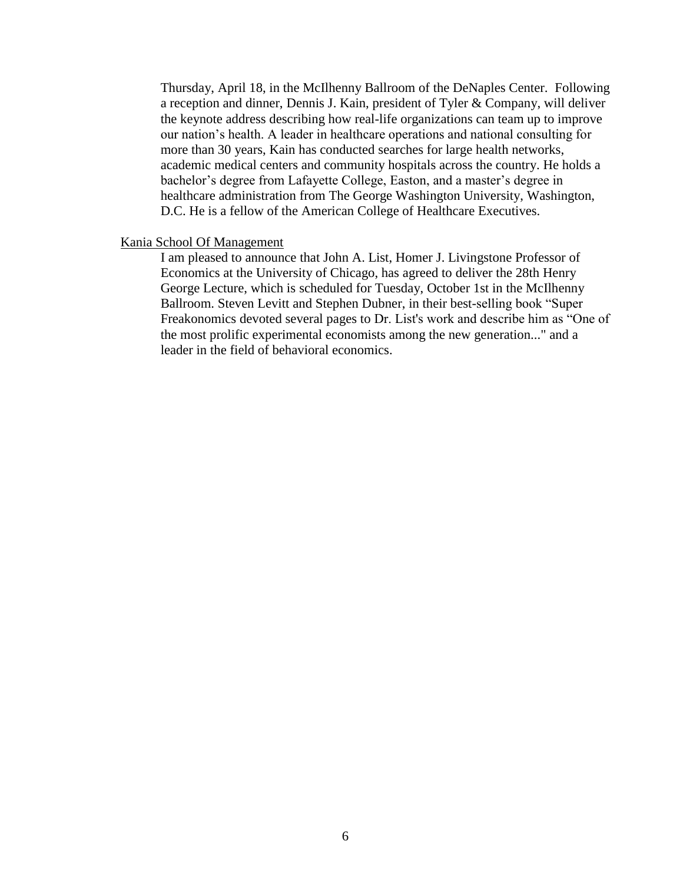Thursday, April 18, in the McIlhenny Ballroom of the DeNaples Center. Following a reception and dinner, Dennis J. Kain, president of Tyler & Company, will deliver the keynote address describing how real-life organizations can team up to improve our nation's health. A leader in healthcare operations and national consulting for more than 30 years, Kain has conducted searches for large health networks, academic medical centers and community hospitals across the country. He holds a bachelor's degree from Lafayette College, Easton, and a master's degree in healthcare administration from The George Washington University, Washington, D.C. He is a fellow of the American College of Healthcare Executives.

Kania School Of Management

I am pleased to announce that John A. List, Homer J. Livingstone Professor of Economics at the University of Chicago, has agreed to deliver the 28th Henry George Lecture, which is scheduled for Tuesday, October 1st in the McIlhenny Ballroom. Steven Levitt and Stephen Dubner, in their best-selling book "Super Freakonomics devoted several pages to Dr. List's work and describe him as "One of the most prolific experimental economists among the new generation..." and a leader in the field of behavioral economics.